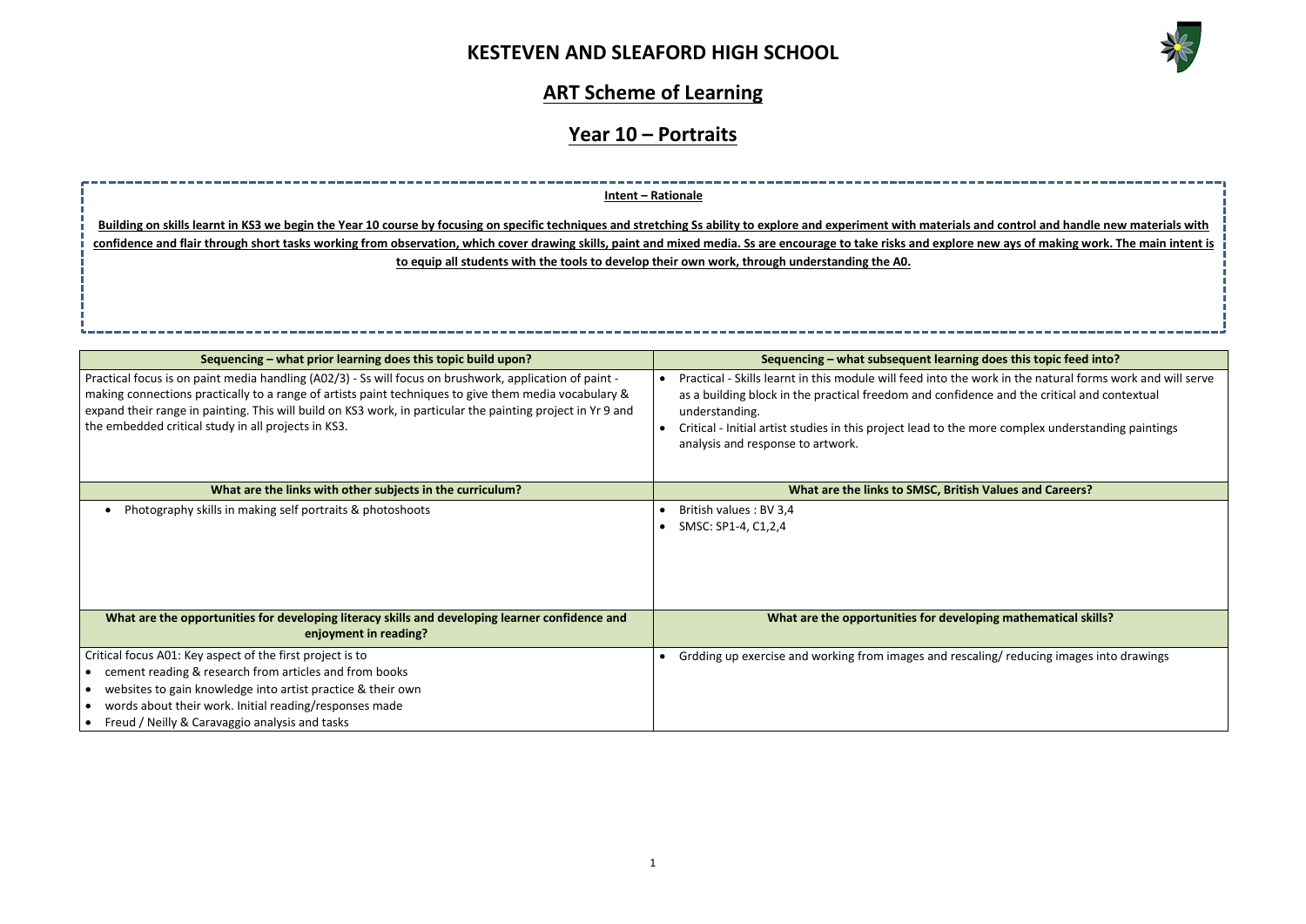# KESTEVEN AND SLEAFORD HIGH SCHOOL

## ART Scheme of Learning

## Year 10 – Portraits

**Intent – Rationale**

**Building on skills learnt in KS3 we begin the Year 10 course by focusing on specific techniques and stretching Ss ability to explore and experiment with materials and control and handle new materials with confidence and flair through short tasks working from observation, which cover drawing skills, paint and mixed media. Ss are encourage to take risks and explore new ays of making work. The main intent is to equip all students with the tools to develop their own work, through understanding the A0.**

| Sequencing – what prior learning does this topic build upon? | Sequencing – what subsequent learning does this topic feed into? |
|---|---|
| Practical focus is on paint media handling (A02/3) - Ss will focus on brushwork, application of paint - making connections practically to a range of artists paint techniques to give them media vocabulary & expand their range in painting. This will build on KS3 work, in particular the painting project in Yr 9 and the embedded critical study in all projects in KS3. | • Practical - Skills learnt in this module will feed into the work in the natural forms work and will serve as a building block in the practical freedom and confidence and the critical and contextual understanding.<br>• Critical - Initial artist studies in this project lead to the more complex understanding paintings analysis and response to artwork. |
| **What are the links with other subjects in the curriculum?** | **What are the links to SMSC, British Values and Careers?** |
| • Photography skills in making self portraits & photoshoots | • British values : BV 3,4<br>• SMSC: SP1-4, C1,2,4 |
| **What are the opportunities for developing literacy skills and developing learner confidence and enjoyment in reading?** | **What are the opportunities for developing mathematical skills?** |
| Critical focus A01: Key aspect of the first project is to<br>• cement reading & research from articles and from books<br>• websites to gain knowledge into artist practice & their own<br>• words about their work. Initial reading/responses made<br>• Freud / Neilly & Caravaggio analysis and tasks | • Grdding up exercise and working from images and rescaling/ reducing images into drawings |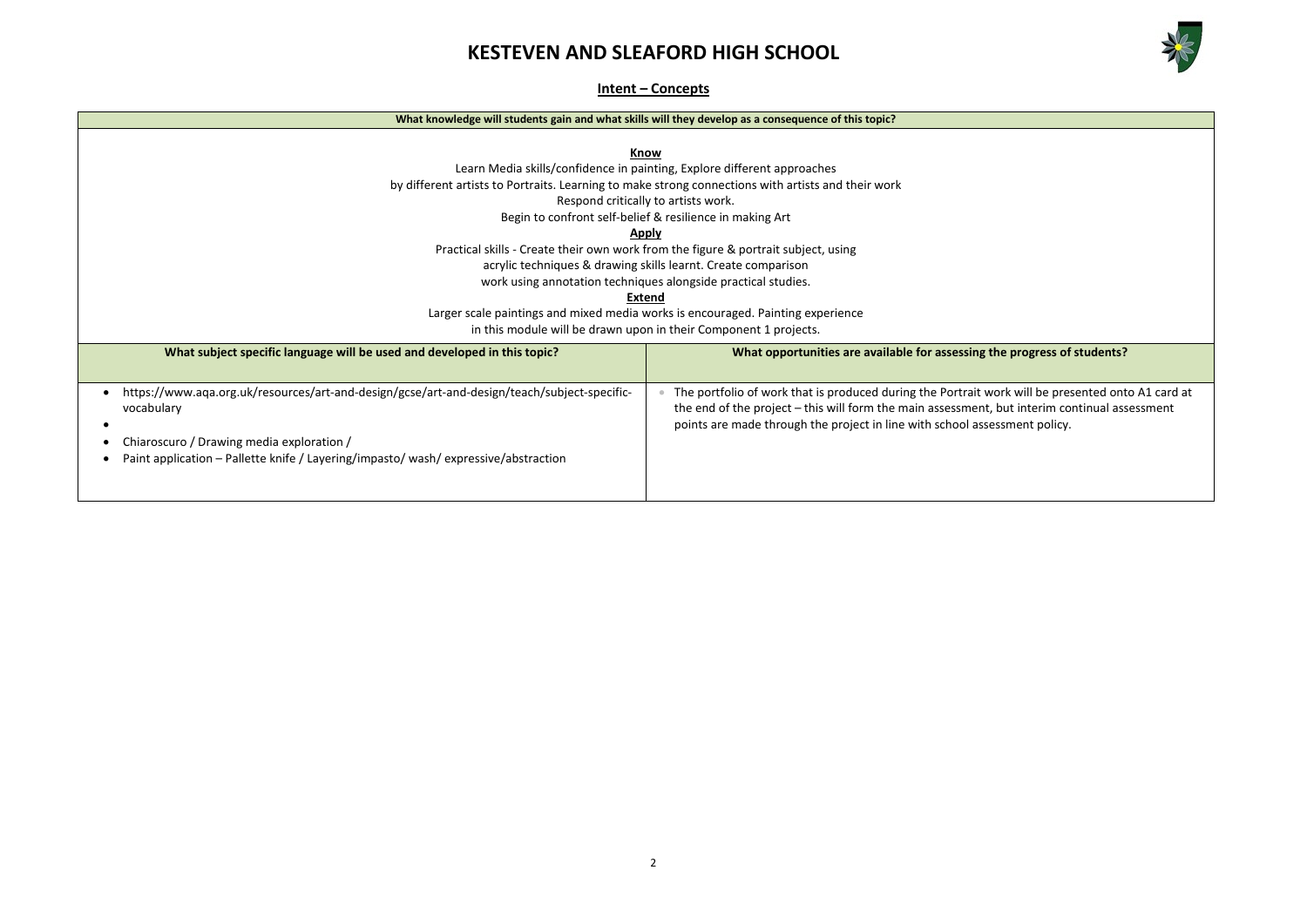# KESTEVEN AND SLEAFORD HIGH SCHOOL

## Intent – Concepts

**What knowledge will students gain and what skills will they develop as a consequence of this topic?**

**Know**

Learn Media skills/confidence in painting, Explore different approaches
by different artists to Portraits. Learning to make strong connections with artists and their work
Respond critically to artists work.
Begin to confront self-belief & resilience in making Art

**Apply**

Practical skills - Create their own work from the figure & portrait subject, using
acrylic techniques & drawing skills learnt. Create comparison
work using annotation techniques alongside practical studies.

**Extend**

Larger scale paintings and mixed media works is encouraged. Painting experience
in this module will be drawn upon in their Component 1 projects.

| What subject specific language will be used and developed in this topic? | What opportunities are available for assessing the progress of students? |
|---|---|
| • https://www.aqa.org.uk/resources/art-and-design/gcse/art-and-design/teach/subject-specific-vocabulary<br>•<br>• Chiaroscuro / Drawing media exploration /<br>• Paint application – Pallette knife / Layering/impasto/ wash/ expressive/abstraction | • The portfolio of work that is produced during the Portrait work will be presented onto A1 card at the end of the project – this will form the main assessment, but interim continual assessment points are made through the project in line with school assessment policy. |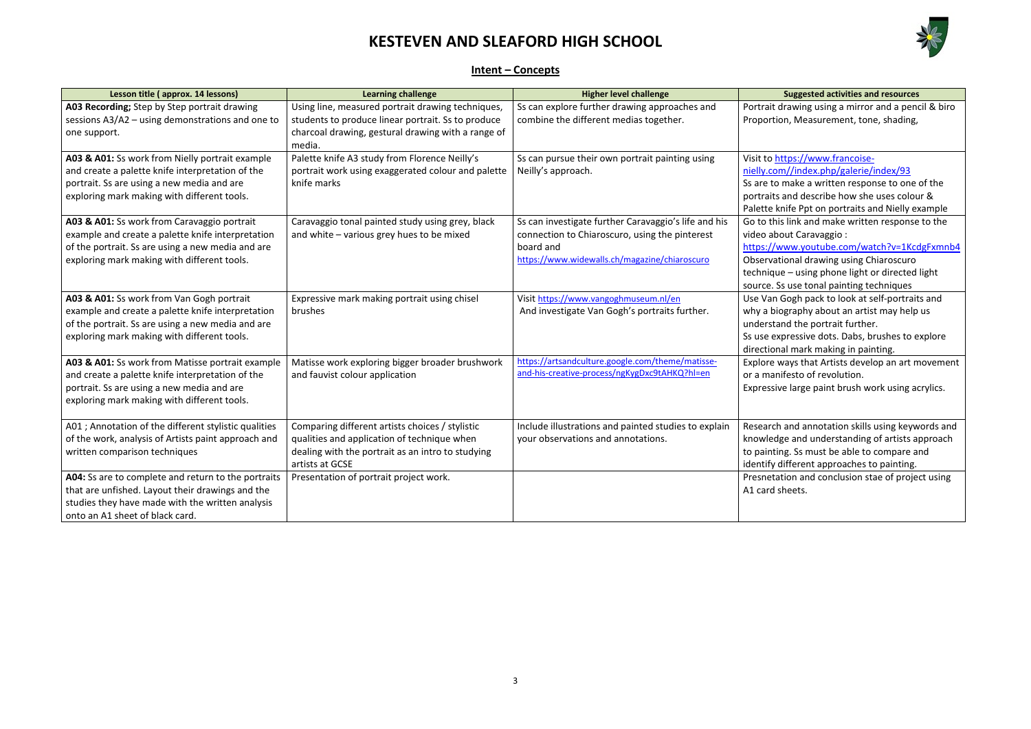# KESTEVEN AND SLEAFORD HIGH SCHOOL

## Intent – Concepts

| Lesson title ( approx. 14 lessons) | Learning challenge | Higher level challenge | Suggested activities and resources |
|---|---|---|---|
| **A03 Recording;** Step by Step portrait drawing sessions A3/A2 – using demonstrations and one to one support. | Using line, measured portrait drawing techniques, students to produce linear portrait. Ss to produce charcoal drawing, gestural drawing with a range of media. | Ss can explore further drawing approaches and combine the different medias together. | Portrait drawing using a mirror and a pencil & biro Proportion, Measurement, tone, shading, |
| **A03 & A01:** Ss work from Nielly portrait example and create a palette knife interpretation of the portrait. Ss are using a new media and are exploring mark making with different tools. | Palette knife A3 study from Florence Neilly's portrait work using exaggerated colour and palette knife marks | Ss can pursue their own portrait painting using Neilly's approach. | Visit to https://www.francoise-nielly.com//index.php/galerie/index/93 Ss are to make a written response to one of the portraits and describe how she uses colour & Palette knife Ppt on portraits and Nielly example |
| **A03 & A01:** Ss work from Caravaggio portrait example and create a palette knife interpretation of the portrait. Ss are using a new media and are exploring mark making with different tools. | Caravaggio tonal painted study using grey, black and white – various grey hues to be mixed | Ss can investigate further Caravaggio's life and his connection to Chiaroscuro, using the pinterest board and https://www.widewalls.ch/magazine/chiaroscuro | Go to this link and make written response to the video about Caravaggio : https://www.youtube.com/watch?v=1KcdgFxmnb4 Observational drawing using Chiaroscuro technique – using phone light or directed light source. Ss use tonal painting techniques |
| **A03 & A01:** Ss work from Van Gogh portrait example and create a palette knife interpretation of the portrait. Ss are using a new media and are exploring mark making with different tools. | Expressive mark making portrait using chisel brushes | Visit https://www.vangoghmuseum.nl/en And investigate Van Gogh's portraits further. | Use Van Gogh pack to look at self-portraits and why a biography about an artist may help us understand the portrait further. Ss use expressive dots. Dabs, brushes to explore directional mark making in painting. |
| **A03 & A01:** Ss work from Matisse portrait example and create a palette knife interpretation of the portrait. Ss are using a new media and are exploring mark making with different tools. | Matisse work exploring bigger broader brushwork and fauvist colour application | https://artsandculture.google.com/theme/matisse-and-his-creative-process/ngKygDxc9tAHKQ?hl=en | Explore ways that Artists develop an art movement or a manifesto of revolution. Expressive large paint brush work using acrylics. |
| A01 ; Annotation of the different stylistic qualities of the work, analysis of Artists paint approach and written comparison techniques | Comparing different artists choices / stylistic qualities and application of technique when dealing with the portrait as an intro to studying artists at GCSE | Include illustrations and painted studies to explain your observations and annotations. | Research and annotation skills using keywords and knowledge and understanding of artists approach to painting. Ss must be able to compare and identify different approaches to painting. |
| **A04:** Ss are to complete and return to the portraits that are unfished. Layout their drawings and the studies they have made with the written analysis onto an A1 sheet of black card. | Presentation of portrait project work. | | Presnetation and conclusion stae of project using A1 card sheets. |